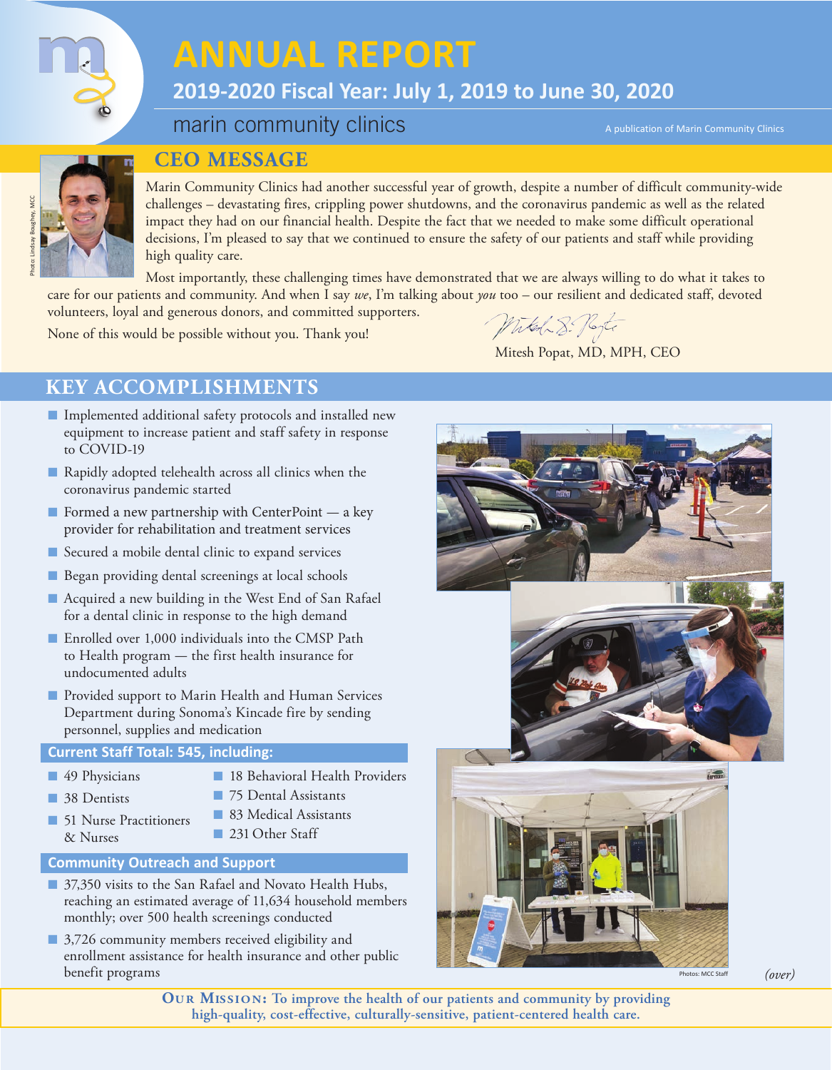# ANNUAL REPORT

## 2019-2020 Fiscal Year: July 1, 2019 to June 30, 2020

marin community clinics

A publication of Marin Community Clinics

## CEO MESSAGE

Photo: Lindsay Boughey, MCC

Marin Community Clinics had another successful year of growth, despite a number of difficult community-wide challenges – devastating fires, crippling power shutdowns, and the coronavirus pandemic as well as the related impact they had on our financial health. Despite the fact that we needed to make some difficult operational decisions, I'm pleased to say that we continued to ensure the safety of our patients and staff while providing high quality care.

Most importantly, these challenging times have demonstrated that we are always willing to do what it takes to care for our patients and community. And when I say *we*, I'm talking about *you* too – our resilient and dedicated staff, devoted volunteers, loyal and generous donors, and committed supporters.

None of this would be possible without you. Thank you!

Mitesh Popat, MD, MPH, CEO

## KEY ACCOMPLISHMENTS

- Implemented additional safety protocols and installed new equipment to increase patient and staff safety in response to COVID-19
- Rapidly adopted telehealth across all clinics when the coronavirus pandemic started
- Formed a new partnership with CenterPoint — a key provider for rehabilitation and treatment services
- Secured a mobile dental clinic to expand services
- Began providing dental screenings at local schools
- Acquired a new building in the West End of San Rafael for a dental clinic in response to the high demand
- Enrolled over 1,000 individuals into the CMSP Path to Health program — the first health insurance for undocumented adults
- Provided support to Marin Health and Human Services Department during Sonoma's Kincade fire by sending personnel, supplies and medication

### Current Staff Total: 545, including:

- 49 Physicians
- 38 Dentists
- 51 Nurse Practitioners & Nurses
- 18 Behavioral Health Providers
- 75 Dental Assistants
- 83 Medical Assistants
- 231 Other Staff

### Community Outreach and Support

- 37,350 visits to the San Rafael and Novato Health Hubs, reaching an estimated average of 11,634 household members monthly; over 500 health screenings conducted
- 3,726 community members received eligibility and enrollment assistance for health insurance and other public benefit programs

Photos: MCC Staff

*(over)*

**OUR MISSION: To improve the health of our patients and community by providing high-quality, cost-effective, culturally-sensitive, patient-centered health care.**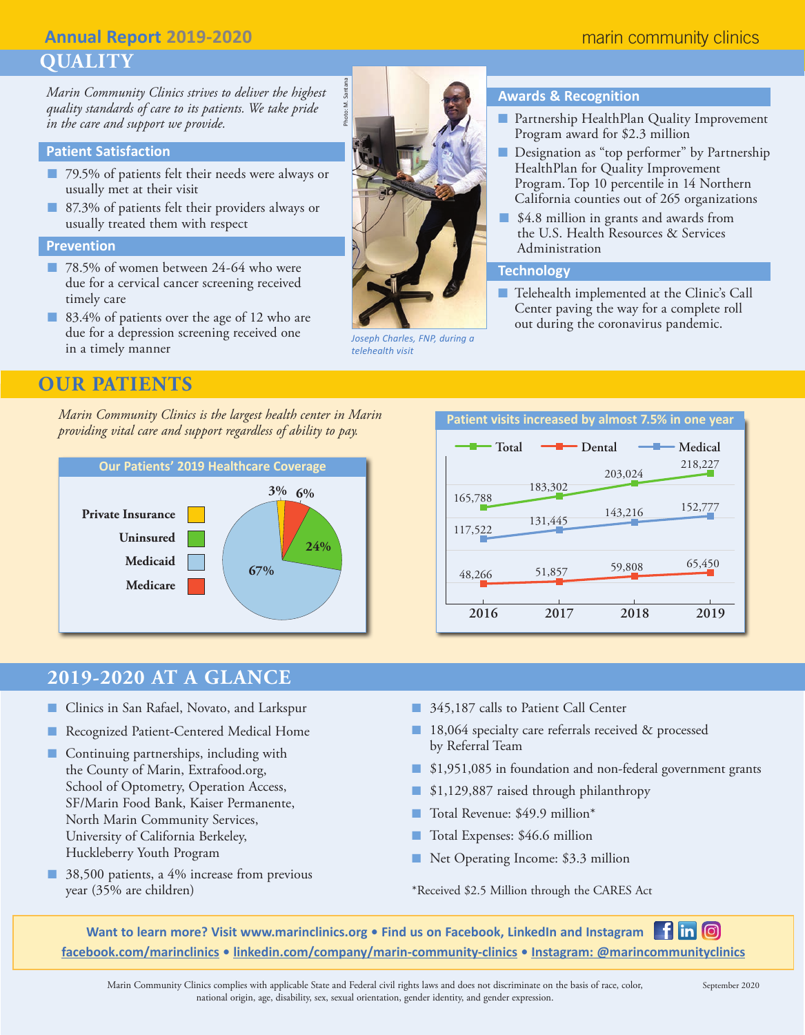# Annual Report 2019-2020

marin community clinics

## QUALITY

*Marin Community Clinics strives to deliver the highest quality standards of care to its patients. We take pride in the care and support we provide.*

### Patient Satisfaction

- 79.5% of patients felt their needs were always or usually met at their visit
- 87.3% of patients felt their providers always or usually treated them with respect

### Prevention

- 78.5% of women between 24-64 who were due for a cervical cancer screening received timely care
- 83.4% of patients over the age of 12 who are due for a depression screening received one in a timely manner

Photo: M. Santana

*Joseph Charles, FNP, during a telehealth visit*

### Awards & Recognition

- Partnership HealthPlan Quality Improvement Program award for $2.3 million
- Designation as "top performer" by Partnership HealthPlan for Quality Improvement Program. Top 10 percentile in 14 Northern California counties out of 265 organizations
- $4.8 million in grants and awards from the U.S. Health Resources & Services Administration

### Technology

- Telehealth implemented at the Clinic's Call Center paving the way for a complete roll out during the coronavirus pandemic.

## OUR PATIENTS

*Marin Community Clinics is the largest health center in Marin providing vital care and support regardless of ability to pay.*

**Our Patients' 2019 Healthcare Coverage**

Private Insurance
Uninsured
Medicaid
Medicare

3%
6%
24%
67%

**Patient visits increased by almost 7.5% in one year**

Total
Dental
Medical

165,788
183,302
203,024
218,227

117,522
131,445
143,216
152,777

48,266
51,857
59,808
65,450

2016
2017
2018
2019

## 2019-2020 AT A GLANCE

- Clinics in San Rafael, Novato, and Larkspur
- Recognized Patient-Centered Medical Home
- Continuing partnerships, including with the County of Marin, Extrafood.org, School of Optometry, Operation Access, SF/Marin Food Bank, Kaiser Permanente, North Marin Community Services, University of California Berkeley, Huckleberry Youth Program
- 38,500 patients, a 4% increase from previous year (35% are children)
- 345,187 calls to Patient Call Center
- 18,064 specialty care referrals received & processed by Referral Team
- $1,951,085 in foundation and non-federal government grants
- $1,129,887 raised through philanthropy
- Total Revenue: $49.9 million*
- Total Expenses: $46.6 million
- Net Operating Income: $3.3 million

*Received $2.5 Million through the CARES Act

**Want to learn more? Visit www.marinclinics.org • Find us on Facebook, LinkedIn and Instagram**

facebook.com/marinclinics • linkedin.com/company/marin-community-clinics • Instagram: @marincommunityclinics

Marin Community Clinics complies with applicable State and Federal civil rights laws and does not discriminate on the basis of race, color, national origin, age, disability, sex, sexual orientation, gender identity, and gender expression.

September 2020